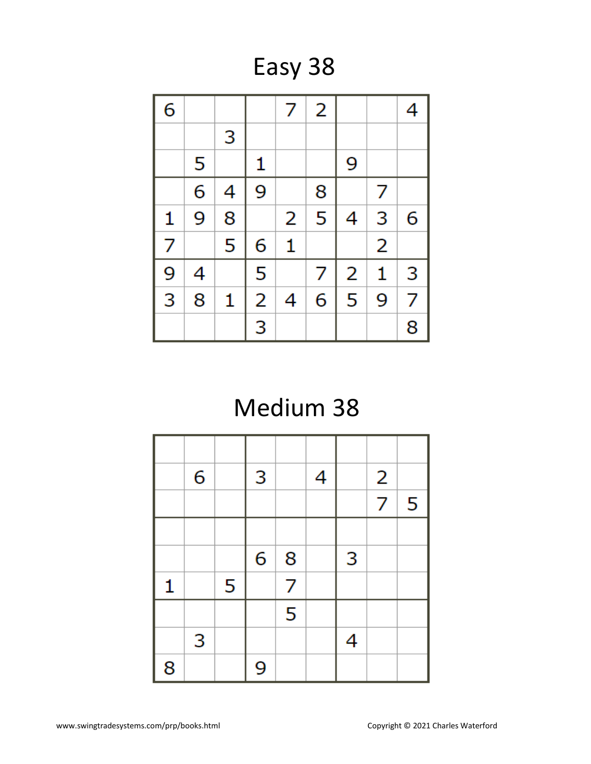# Easy 38

| | | | | | | | | |
|---|---|---|---|---|---|---|---|---|
| 6 | | | | 7 | 2 | | | 4 |
| | | 3 | | | | | | |
| | 5 | | 1 | | | 9 | | |
| | 6 | 4 | 9 | | 8 | | 7 | |
| 1 | 9 | 8 | | 2 | 5 | 4 | 3 | 6 |
| 7 | | 5 | 6 | 1 | | | 2 | |
| 9 | 4 | | 5 | | 7 | 2 | 1 | 3 |
| 3 | 8 | 1 | 2 | 4 | 6 | 5 | 9 | 7 |
| | | | 3 | | | | | 8 |

# Medium 38

| | | | | | | | | |
|---|---|---|---|---|---|---|---|---|
| | | | | | | | | |
| | 6 | | 3 | | 4 | | 2 | |
| | | | | | | | 7 | 5 |
| | | | | | | | | |
| | | | 6 | 8 | | 3 | | |
| 1 | | 5 | | 7 | | | | |
| | | | | 5 | | | | |
| | 3 | | | | | 4 | | |
| 8 | | | 9 | | | | | |

www.swingtradesystems.com/prp/books.html

Copyright © 2021 Charles Waterford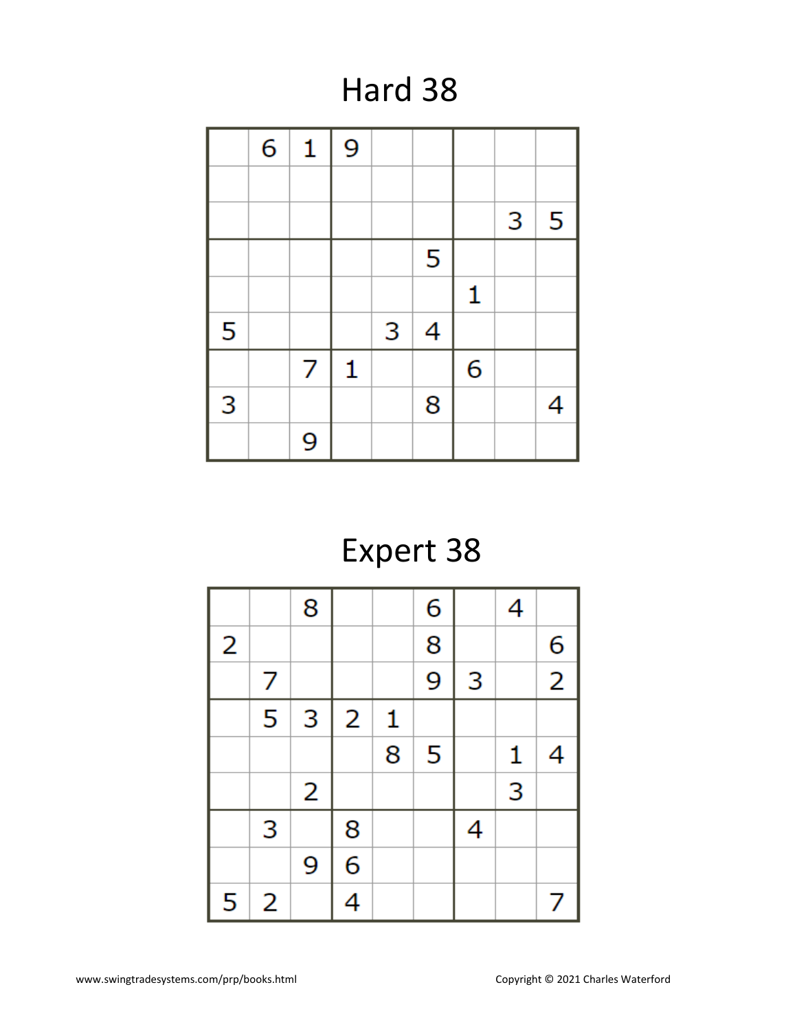# Hard 38

| | | | | | | | | |
|---|---|---|---|---|---|---|---|---|
| | 6 | 1 | 9 | | | | | |
| | | | | | | | | |
| | | | | | | | 3 | 5 |
| | | | | | 5 | | | |
| | | | | | | 1 | | |
| 5 | | | | 3 | 4 | | | |
| | | 7 | 1 | | | 6 | | |
| 3 | | | | | 8 | | | 4 |
| | | 9 | | | | | | |

# Expert 38

| | | | | | | | | |
|---|---|---|---|---|---|---|---|---|
| | | 8 | | | 6 | | 4 | |
| 2 | | | | | 8 | | | 6 |
| | 7 | | | | 9 | 3 | | 2 |
| | 5 | 3 | 2 | 1 | | | | |
| | | | | 8 | 5 | | 1 | 4 |
| | | 2 | | | | | 3 | |
| | 3 | | 8 | | | 4 | | |
| | | 9 | 6 | | | | | |
| 5 | 2 | | 4 | | | | | 7 |

www.swingtradesystems.com/prp/books.html

Copyright © 2021 Charles Waterford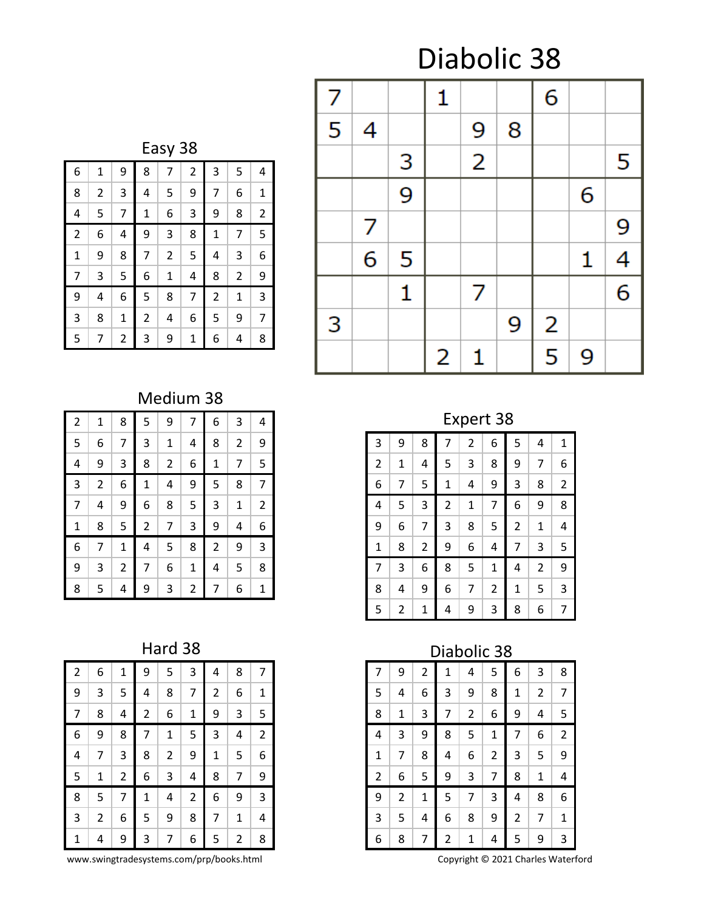# Diabolic 38

| | | | | | | | | |
|---|---|---|---|---|---|---|---|---|
| 7 | | | 1 | | | 6 | | |
| 5 | 4 | | | 9 | 8 | | | |
| | | 3 | | 2 | | | | 5 |
| | | 9 | | | | | 6 | |
| | 7 | | | | | | | 9 |
| | 6 | 5 | | | | | 1 | 4 |
| | | 1 | | 7 | | | | 6 |
| 3 | | | | | 9 | 2 | | |
| | | | 2 | 1 | | 5 | 9 | |

## Easy 38

| | | | | | | | | |
|---|---|---|---|---|---|---|---|---|
| 6 | 1 | 9 | 8 | 7 | 2 | 3 | 5 | 4 |
| 8 | 2 | 3 | 4 | 5 | 9 | 7 | 6 | 1 |
| 4 | 5 | 7 | 1 | 6 | 3 | 9 | 8 | 2 |
| 2 | 6 | 4 | 9 | 3 | 8 | 1 | 7 | 5 |
| 1 | 9 | 8 | 7 | 2 | 5 | 4 | 3 | 6 |
| 7 | 3 | 5 | 6 | 1 | 4 | 8 | 2 | 9 |
| 9 | 4 | 6 | 5 | 8 | 7 | 2 | 1 | 3 |
| 3 | 8 | 1 | 2 | 4 | 6 | 5 | 9 | 7 |
| 5 | 7 | 2 | 3 | 9 | 1 | 6 | 4 | 8 |

## Medium 38

| | | | | | | | | |
|---|---|---|---|---|---|---|---|---|
| 2 | 1 | 8 | 5 | 9 | 7 | 6 | 3 | 4 |
| 5 | 6 | 7 | 3 | 1 | 4 | 8 | 2 | 9 |
| 4 | 9 | 3 | 8 | 2 | 6 | 1 | 7 | 5 |
| 3 | 2 | 6 | 1 | 4 | 9 | 5 | 8 | 7 |
| 7 | 4 | 9 | 6 | 8 | 5 | 3 | 1 | 2 |
| 1 | 8 | 5 | 2 | 7 | 3 | 9 | 4 | 6 |
| 6 | 7 | 1 | 4 | 5 | 8 | 2 | 9 | 3 |
| 9 | 3 | 2 | 7 | 6 | 1 | 4 | 5 | 8 |
| 8 | 5 | 4 | 9 | 3 | 2 | 7 | 6 | 1 |

## Expert 38

| | | | | | | | | |
|---|---|---|---|---|---|---|---|---|
| 3 | 9 | 8 | 7 | 2 | 6 | 5 | 4 | 1 |
| 2 | 1 | 4 | 5 | 3 | 8 | 9 | 7 | 6 |
| 6 | 7 | 5 | 1 | 4 | 9 | 3 | 8 | 2 |
| 4 | 5 | 3 | 2 | 1 | 7 | 6 | 9 | 8 |
| 9 | 6 | 7 | 3 | 8 | 5 | 2 | 1 | 4 |
| 1 | 8 | 2 | 9 | 6 | 4 | 7 | 3 | 5 |
| 7 | 3 | 6 | 8 | 5 | 1 | 4 | 2 | 9 |
| 8 | 4 | 9 | 6 | 7 | 2 | 1 | 5 | 3 |
| 5 | 2 | 1 | 4 | 9 | 3 | 8 | 6 | 7 |

## Hard 38

| | | | | | | | | |
|---|---|---|---|---|---|---|---|---|
| 2 | 6 | 1 | 9 | 5 | 3 | 4 | 8 | 7 |
| 9 | 3 | 5 | 4 | 8 | 7 | 2 | 6 | 1 |
| 7 | 8 | 4 | 2 | 6 | 1 | 9 | 3 | 5 |
| 6 | 9 | 8 | 7 | 1 | 5 | 3 | 4 | 2 |
| 4 | 7 | 3 | 8 | 2 | 9 | 1 | 5 | 6 |
| 5 | 1 | 2 | 6 | 3 | 4 | 8 | 7 | 9 |
| 8 | 5 | 7 | 1 | 4 | 2 | 6 | 9 | 3 |
| 3 | 2 | 6 | 5 | 9 | 8 | 7 | 1 | 4 |
| 1 | 4 | 9 | 3 | 7 | 6 | 5 | 2 | 8 |

## Diabolic 38

| | | | | | | | | |
|---|---|---|---|---|---|---|---|---|
| 7 | 9 | 2 | 1 | 4 | 5 | 6 | 3 | 8 |
| 5 | 4 | 6 | 3 | 9 | 8 | 1 | 2 | 7 |
| 8 | 1 | 3 | 7 | 2 | 6 | 9 | 4 | 5 |
| 4 | 3 | 9 | 8 | 5 | 1 | 7 | 6 | 2 |
| 1 | 7 | 8 | 4 | 6 | 2 | 3 | 5 | 9 |
| 2 | 6 | 5 | 9 | 3 | 7 | 8 | 1 | 4 |
| 9 | 2 | 1 | 5 | 7 | 3 | 4 | 8 | 6 |
| 3 | 5 | 4 | 6 | 8 | 9 | 2 | 7 | 1 |
| 6 | 8 | 7 | 2 | 1 | 4 | 5 | 9 | 3 |

www.swingtradesystems.com/prp/books.html

Copyright © 2021 Charles Waterford